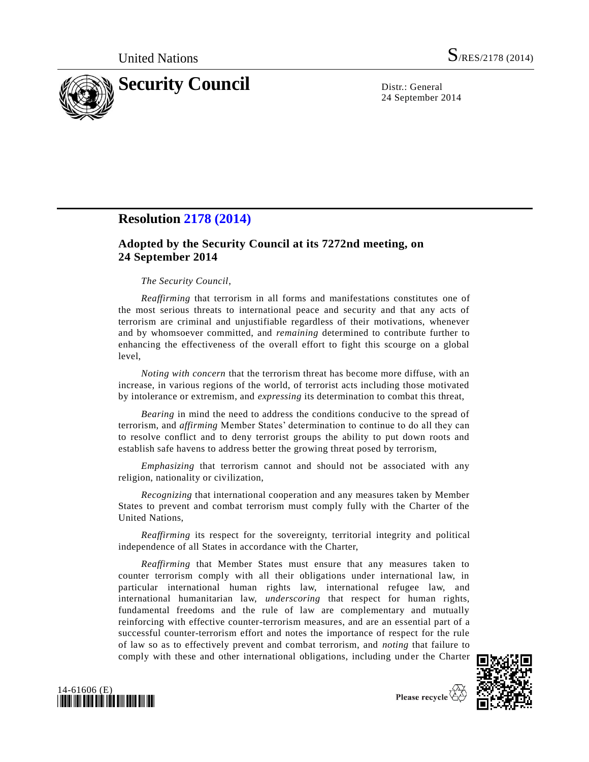United Nations S/RES/2178 (2014)

# Security Council

Distr.: General
24 September 2014

## Resolution 2178 (2014)

### Adopted by the Security Council at its 7272nd meeting, on 24 September 2014

*The Security Council*,

*Reaffirming* that terrorism in all forms and manifestations constitutes one of the most serious threats to international peace and security and that any acts of terrorism are criminal and unjustifiable regardless of their motivations, whenever and by whomsoever committed, and *remaining* determined to contribute further to enhancing the effectiveness of the overall effort to fight this scourge on a global level,

*Noting with concern* that the terrorism threat has become more diffuse, with an increase, in various regions of the world, of terrorist acts including those motivated by intolerance or extremism, and *expressing* its determination to combat this threat,

*Bearing* in mind the need to address the conditions conducive to the spread of terrorism, and *affirming* Member States' determination to continue to do all they can to resolve conflict and to deny terrorist groups the ability to put down roots and establish safe havens to address better the growing threat posed by terrorism,

*Emphasizing* that terrorism cannot and should not be associated with any religion, nationality or civilization,

*Recognizing* that international cooperation and any measures taken by Member States to prevent and combat terrorism must comply fully with the Charter of the United Nations,

*Reaffirming* its respect for the sovereignty, territorial integrity and political independence of all States in accordance with the Charter,

*Reaffirming* that Member States must ensure that any measures taken to counter terrorism comply with all their obligations under international law, in particular international human rights law, international refugee law, and international humanitarian law, *underscoring* that respect for human rights, fundamental freedoms and the rule of law are complementary and mutually reinforcing with effective counter-terrorism measures, and are an essential part of a successful counter-terrorism effort and notes the importance of respect for the rule of law so as to effectively prevent and combat terrorism, and *noting* that failure to comply with these and other international obligations, including under the Charter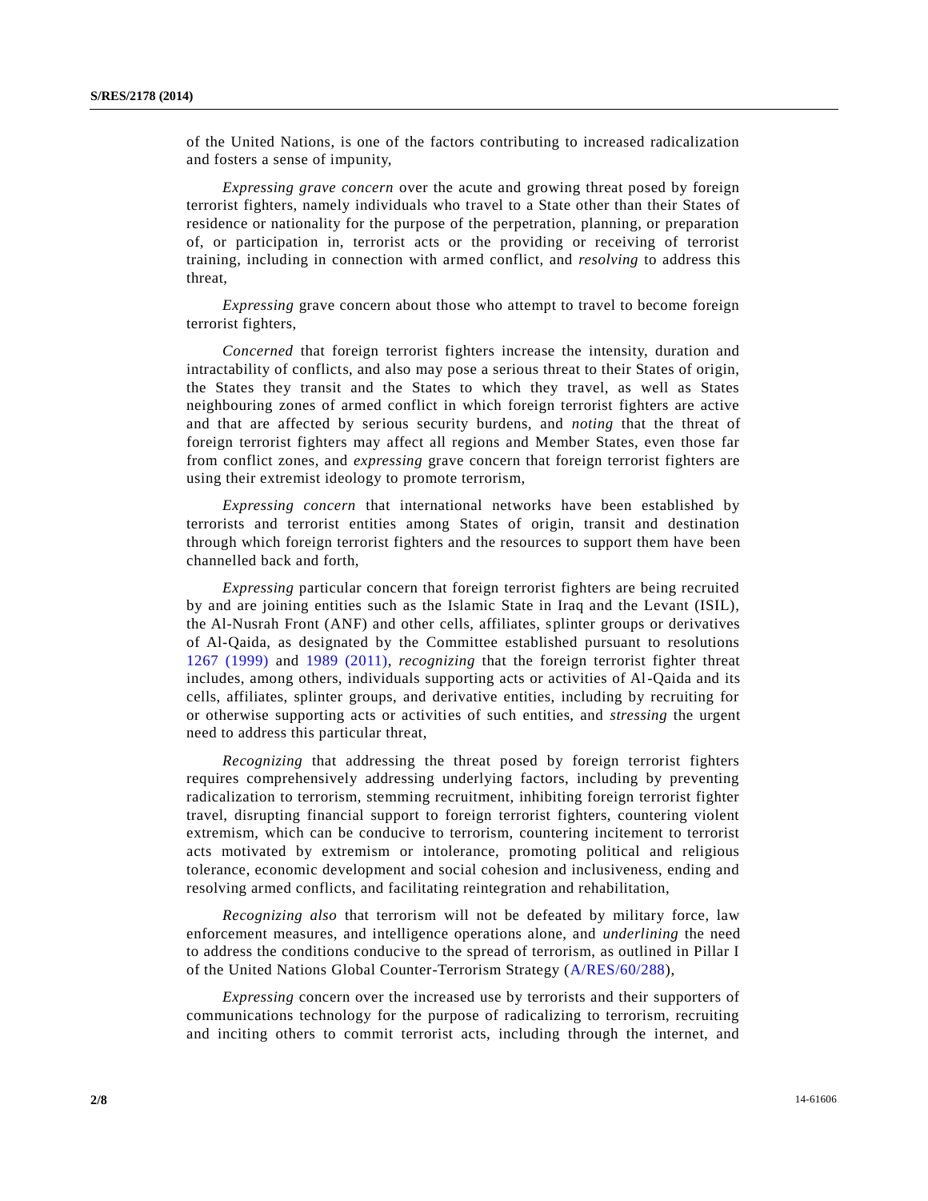of the United Nations, is one of the factors contributing to increased radicalization and fosters a sense of impunity,

*Expressing grave concern* over the acute and growing threat posed by foreign terrorist fighters, namely individuals who travel to a State other than their States of residence or nationality for the purpose of the perpetration, planning, or preparation of, or participation in, terrorist acts or the providing or receiving of terrorist training, including in connection with armed conflict, and *resolving* to address this threat,

*Expressing* grave concern about those who attempt to travel to become foreign terrorist fighters,

*Concerned* that foreign terrorist fighters increase the intensity, duration and intractability of conflicts, and also may pose a serious threat to their States of origin, the States they transit and the States to which they travel, as well as States neighbouring zones of armed conflict in which foreign terrorist fighters are active and that are affected by serious security burdens, and *noting* that the threat of foreign terrorist fighters may affect all regions and Member States, even those far from conflict zones, and *expressing* grave concern that foreign terrorist fighters are using their extremist ideology to promote terrorism,

*Expressing concern* that international networks have been established by terrorists and terrorist entities among States of origin, transit and destination through which foreign terrorist fighters and the resources to support them have been channelled back and forth,

*Expressing* particular concern that foreign terrorist fighters are being recruited by and are joining entities such as the Islamic State in Iraq and the Levant (ISIL), the Al-Nusrah Front (ANF) and other cells, affiliates, splinter groups or derivatives of Al-Qaida, as designated by the Committee established pursuant to resolutions 1267 (1999) and 1989 (2011), *recognizing* that the foreign terrorist fighter threat includes, among others, individuals supporting acts or activities of Al-Qaida and its cells, affiliates, splinter groups, and derivative entities, including by recruiting for or otherwise supporting acts or activities of such entities, and *stressing* the urgent need to address this particular threat,

*Recognizing* that addressing the threat posed by foreign terrorist fighters requires comprehensively addressing underlying factors, including by preventing radicalization to terrorism, stemming recruitment, inhibiting foreign terrorist fighter travel, disrupting financial support to foreign terrorist fighters, countering violent extremism, which can be conducive to terrorism, countering incitement to terrorist acts motivated by extremism or intolerance, promoting political and religious tolerance, economic development and social cohesion and inclusiveness, ending and resolving armed conflicts, and facilitating reintegration and rehabilitation,

*Recognizing also* that terrorism will not be defeated by military force, law enforcement measures, and intelligence operations alone, and *underlining* the need to address the conditions conducive to the spread of terrorism, as outlined in Pillar I of the United Nations Global Counter-Terrorism Strategy (A/RES/60/288),

*Expressing* concern over the increased use by terrorists and their supporters of communications technology for the purpose of radicalizing to terrorism, recruiting and inciting others to commit terrorist acts, including through the internet, and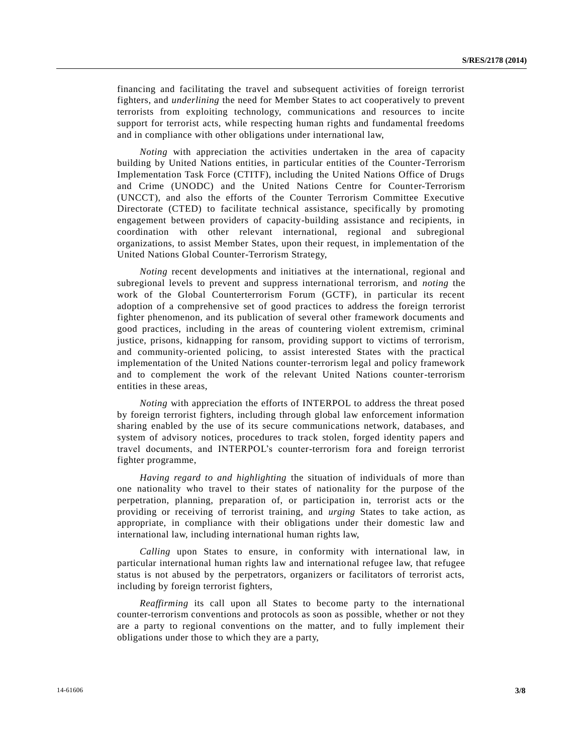financing and facilitating the travel and subsequent activities of foreign terrorist fighters, and *underlining* the need for Member States to act cooperatively to prevent terrorists from exploiting technology, communications and resources to incite support for terrorist acts, while respecting human rights and fundamental freedoms and in compliance with other obligations under international law,

*Noting* with appreciation the activities undertaken in the area of capacity building by United Nations entities, in particular entities of the Counter-Terrorism Implementation Task Force (CTITF), including the United Nations Office of Drugs and Crime (UNODC) and the United Nations Centre for Counter-Terrorism (UNCCT), and also the efforts of the Counter Terrorism Committee Executive Directorate (CTED) to facilitate technical assistance, specifically by promoting engagement between providers of capacity-building assistance and recipients, in coordination with other relevant international, regional and subregional organizations, to assist Member States, upon their request, in implementation of the United Nations Global Counter-Terrorism Strategy,

*Noting* recent developments and initiatives at the international, regional and subregional levels to prevent and suppress international terrorism, and *noting* the work of the Global Counterterrorism Forum (GCTF), in particular its recent adoption of a comprehensive set of good practices to address the foreign terrorist fighter phenomenon, and its publication of several other framework documents and good practices, including in the areas of countering violent extremism, criminal justice, prisons, kidnapping for ransom, providing support to victims of terrorism, and community-oriented policing, to assist interested States with the practical implementation of the United Nations counter-terrorism legal and policy framework and to complement the work of the relevant United Nations counter-terrorism entities in these areas,

*Noting* with appreciation the efforts of INTERPOL to address the threat posed by foreign terrorist fighters, including through global law enforcement information sharing enabled by the use of its secure communications network, databases, and system of advisory notices, procedures to track stolen, forged identity papers and travel documents, and INTERPOL's counter-terrorism fora and foreign terrorist fighter programme,

*Having regard to and highlighting* the situation of individuals of more than one nationality who travel to their states of nationality for the purpose of the perpetration, planning, preparation of, or participation in, terrorist acts or the providing or receiving of terrorist training, and *urging* States to take action, as appropriate, in compliance with their obligations under their domestic law and international law, including international human rights law,

*Calling* upon States to ensure, in conformity with international law, in particular international human rights law and international refugee law, that refugee status is not abused by the perpetrators, organizers or facilitators of terrorist acts, including by foreign terrorist fighters,

*Reaffirming* its call upon all States to become party to the international counter-terrorism conventions and protocols as soon as possible, whether or not they are a party to regional conventions on the matter, and to fully implement their obligations under those to which they are a party,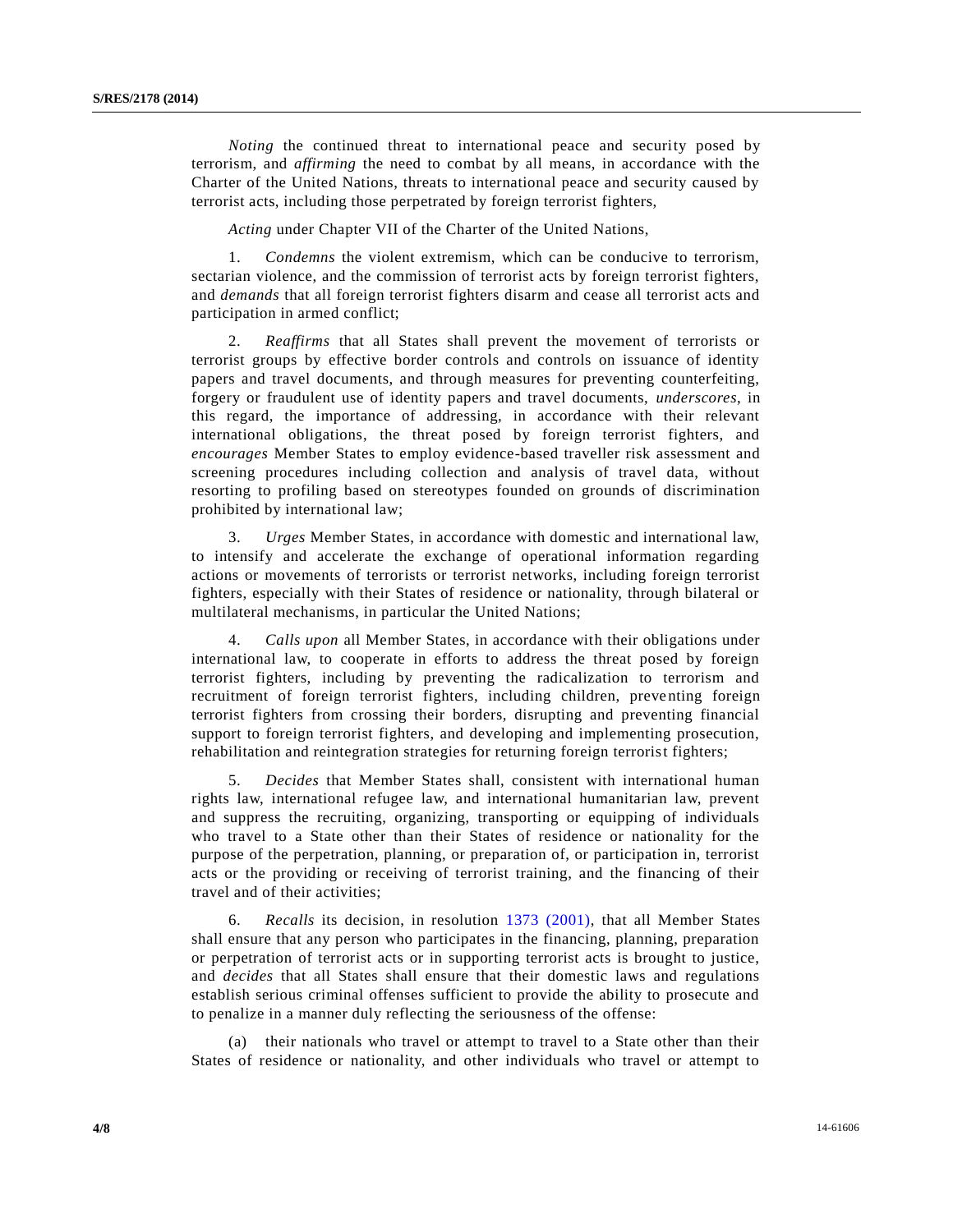*Noting* the continued threat to international peace and security posed by terrorism, and *affirming* the need to combat by all means, in accordance with the Charter of the United Nations, threats to international peace and security caused by terrorist acts, including those perpetrated by foreign terrorist fighters,

*Acting* under Chapter VII of the Charter of the United Nations,

1. *Condemns* the violent extremism, which can be conducive to terrorism, sectarian violence, and the commission of terrorist acts by foreign terrorist fighters, and *demands* that all foreign terrorist fighters disarm and cease all terrorist acts and participation in armed conflict;

2. *Reaffirms* that all States shall prevent the movement of terrorists or terrorist groups by effective border controls and controls on issuance of identity papers and travel documents, and through measures for preventing counterfeiting, forgery or fraudulent use of identity papers and travel documents, *underscores*, in this regard, the importance of addressing, in accordance with their relevant international obligations, the threat posed by foreign terrorist fighters, and *encourages* Member States to employ evidence-based traveller risk assessment and screening procedures including collection and analysis of travel data, without resorting to profiling based on stereotypes founded on grounds of discrimination prohibited by international law;

3. *Urges* Member States, in accordance with domestic and international law, to intensify and accelerate the exchange of operational information regarding actions or movements of terrorists or terrorist networks, including foreign terrorist fighters, especially with their States of residence or nationality, through bilateral or multilateral mechanisms, in particular the United Nations;

4. *Calls upon* all Member States, in accordance with their obligations under international law, to cooperate in efforts to address the threat posed by foreign terrorist fighters, including by preventing the radicalization to terrorism and recruitment of foreign terrorist fighters, including children, preventing foreign terrorist fighters from crossing their borders, disrupting and preventing financial support to foreign terrorist fighters, and developing and implementing prosecution, rehabilitation and reintegration strategies for returning foreign terrorist fighters;

5. *Decides* that Member States shall, consistent with international human rights law, international refugee law, and international humanitarian law, prevent and suppress the recruiting, organizing, transporting or equipping of individuals who travel to a State other than their States of residence or nationality for the purpose of the perpetration, planning, or preparation of, or participation in, terrorist acts or the providing or receiving of terrorist training, and the financing of their travel and of their activities;

6. *Recalls* its decision, in resolution 1373 (2001), that all Member States shall ensure that any person who participates in the financing, planning, preparation or perpetration of terrorist acts or in supporting terrorist acts is brought to justice, and *decides* that all States shall ensure that their domestic laws and regulations establish serious criminal offenses sufficient to provide the ability to prosecute and to penalize in a manner duly reflecting the seriousness of the offense:

(a) their nationals who travel or attempt to travel to a State other than their States of residence or nationality, and other individuals who travel or attempt to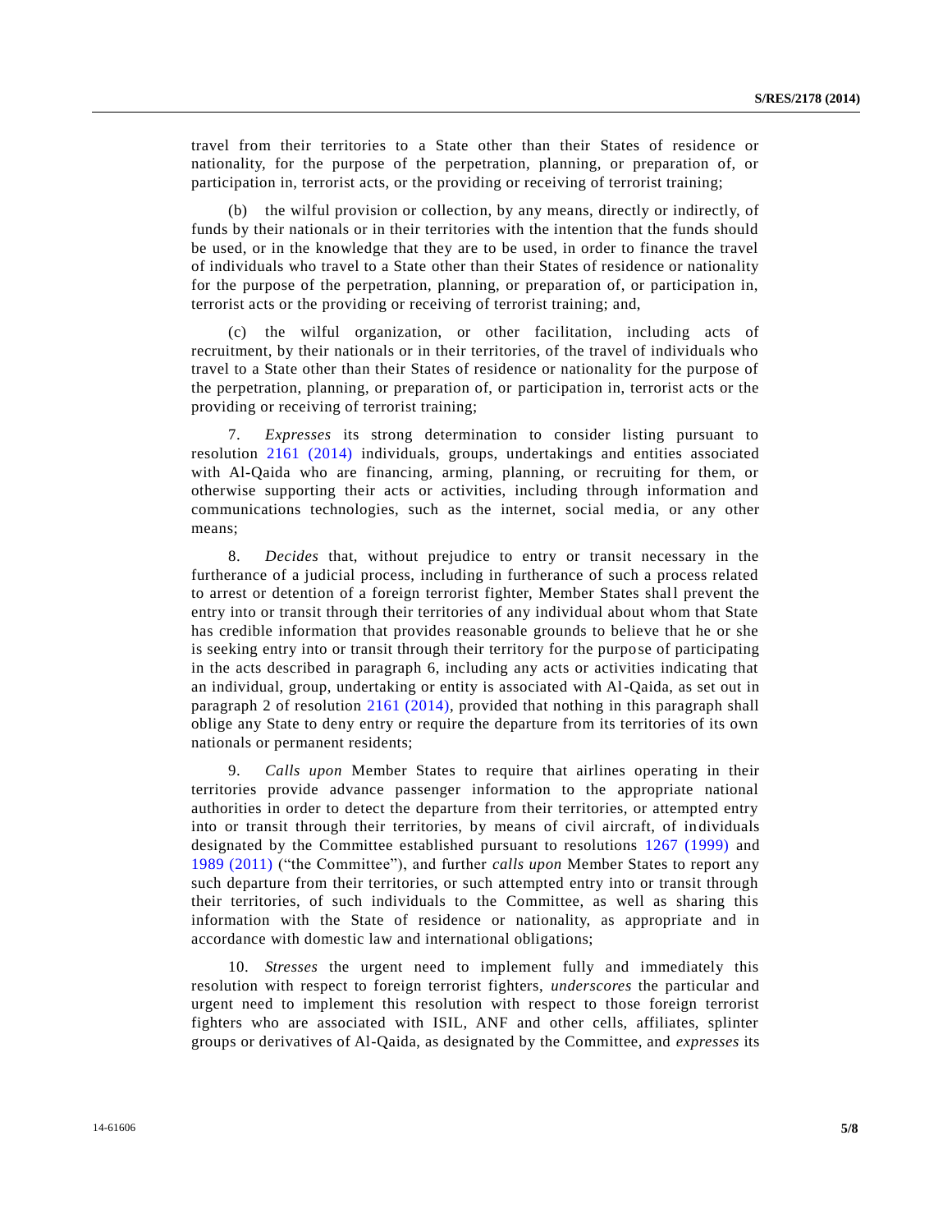travel from their territories to a State other than their States of residence or nationality, for the purpose of the perpetration, planning, or preparation of, or participation in, terrorist acts, or the providing or receiving of terrorist training;

(b) the wilful provision or collection, by any means, directly or indirectly, of funds by their nationals or in their territories with the intention that the funds should be used, or in the knowledge that they are to be used, in order to finance the travel of individuals who travel to a State other than their States of residence or nationality for the purpose of the perpetration, planning, or preparation of, or participation in, terrorist acts or the providing or receiving of terrorist training; and,

(c) the wilful organization, or other facilitation, including acts of recruitment, by their nationals or in their territories, of the travel of individuals who travel to a State other than their States of residence or nationality for the purpose of the perpetration, planning, or preparation of, or participation in, terrorist acts or the providing or receiving of terrorist training;

7. *Expresses* its strong determination to consider listing pursuant to resolution 2161 (2014) individuals, groups, undertakings and entities associated with Al-Qaida who are financing, arming, planning, or recruiting for them, or otherwise supporting their acts or activities, including through information and communications technologies, such as the internet, social media, or any other means;

8. *Decides* that, without prejudice to entry or transit necessary in the furtherance of a judicial process, including in furtherance of such a process related to arrest or detention of a foreign terrorist fighter, Member States shall prevent the entry into or transit through their territories of any individual about whom that State has credible information that provides reasonable grounds to believe that he or she is seeking entry into or transit through their territory for the purpose of participating in the acts described in paragraph 6, including any acts or activities indicating that an individual, group, undertaking or entity is associated with Al-Qaida, as set out in paragraph 2 of resolution 2161 (2014), provided that nothing in this paragraph shall oblige any State to deny entry or require the departure from its territories of its own nationals or permanent residents;

9. *Calls upon* Member States to require that airlines operating in their territories provide advance passenger information to the appropriate national authorities in order to detect the departure from their territories, or attempted entry into or transit through their territories, by means of civil aircraft, of individuals designated by the Committee established pursuant to resolutions 1267 (1999) and 1989 (2011) ("the Committee"), and further *calls upon* Member States to report any such departure from their territories, or such attempted entry into or transit through their territories, of such individuals to the Committee, as well as sharing this information with the State of residence or nationality, as appropriate and in accordance with domestic law and international obligations;

10. *Stresses* the urgent need to implement fully and immediately this resolution with respect to foreign terrorist fighters, *underscores* the particular and urgent need to implement this resolution with respect to those foreign terrorist fighters who are associated with ISIL, ANF and other cells, affiliates, splinter groups or derivatives of Al-Qaida, as designated by the Committee, and *expresses* its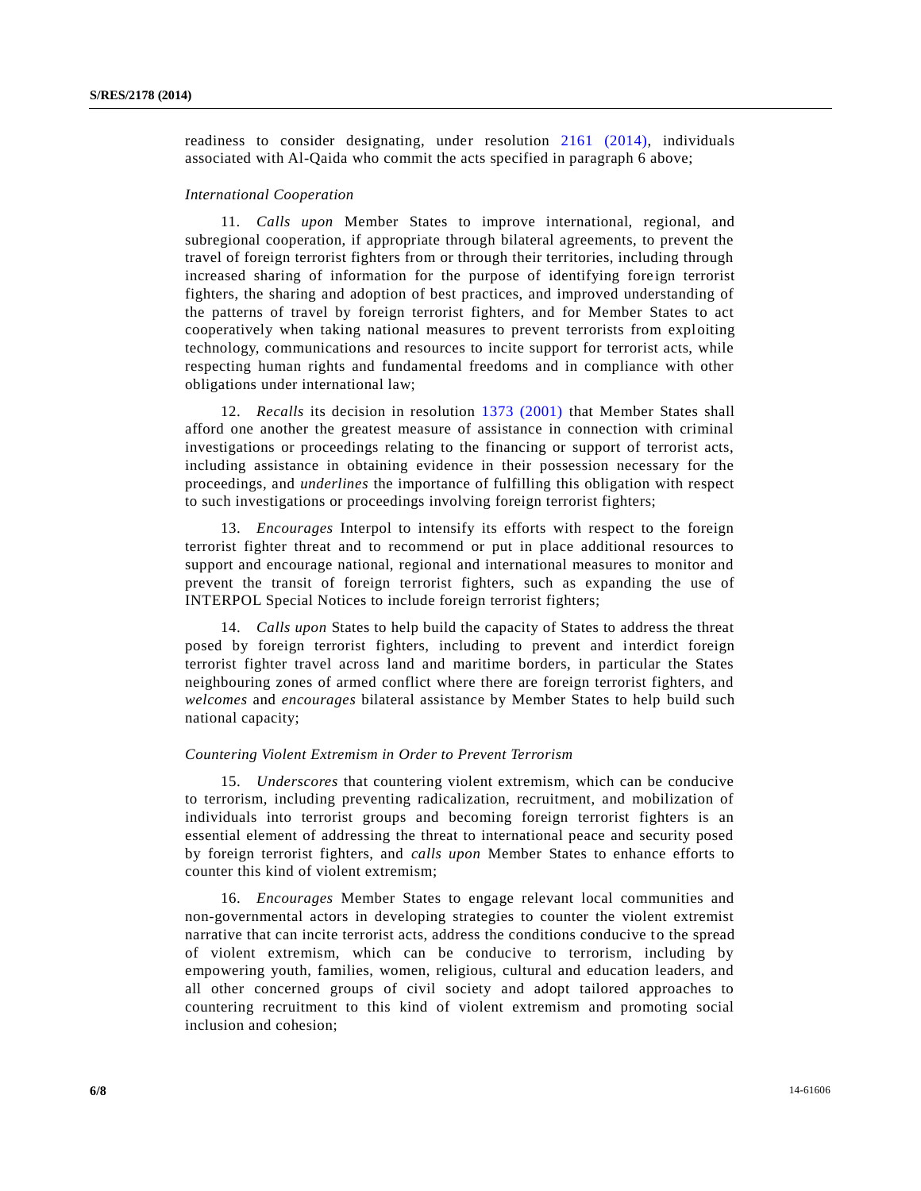readiness to consider designating, under resolution 2161 (2014), individuals associated with Al-Qaida who commit the acts specified in paragraph 6 above;

*International Cooperation*

11. *Calls upon* Member States to improve international, regional, and subregional cooperation, if appropriate through bilateral agreements, to prevent the travel of foreign terrorist fighters from or through their territories, including through increased sharing of information for the purpose of identifying foreign terrorist fighters, the sharing and adoption of best practices, and improved understanding of the patterns of travel by foreign terrorist fighters, and for Member States to act cooperatively when taking national measures to prevent terrorists from exploiting technology, communications and resources to incite support for terrorist acts, while respecting human rights and fundamental freedoms and in compliance with other obligations under international law;

12. *Recalls* its decision in resolution 1373 (2001) that Member States shall afford one another the greatest measure of assistance in connection with criminal investigations or proceedings relating to the financing or support of terrorist acts, including assistance in obtaining evidence in their possession necessary for the proceedings, and *underlines* the importance of fulfilling this obligation with respect to such investigations or proceedings involving foreign terrorist fighters;

13. *Encourages* Interpol to intensify its efforts with respect to the foreign terrorist fighter threat and to recommend or put in place additional resources to support and encourage national, regional and international measures to monitor and prevent the transit of foreign terrorist fighters, such as expanding the use of INTERPOL Special Notices to include foreign terrorist fighters;

14. *Calls upon* States to help build the capacity of States to address the threat posed by foreign terrorist fighters, including to prevent and interdict foreign terrorist fighter travel across land and maritime borders, in particular the States neighbouring zones of armed conflict where there are foreign terrorist fighters, and *welcomes* and *encourages* bilateral assistance by Member States to help build such national capacity;

*Countering Violent Extremism in Order to Prevent Terrorism*

15. *Underscores* that countering violent extremism, which can be conducive to terrorism, including preventing radicalization, recruitment, and mobilization of individuals into terrorist groups and becoming foreign terrorist fighters is an essential element of addressing the threat to international peace and security posed by foreign terrorist fighters, and *calls upon* Member States to enhance efforts to counter this kind of violent extremism;

16. *Encourages* Member States to engage relevant local communities and non-governmental actors in developing strategies to counter the violent extremist narrative that can incite terrorist acts, address the conditions conducive to the spread of violent extremism, which can be conducive to terrorism, including by empowering youth, families, women, religious, cultural and education leaders, and all other concerned groups of civil society and adopt tailored approaches to countering recruitment to this kind of violent extremism and promoting social inclusion and cohesion;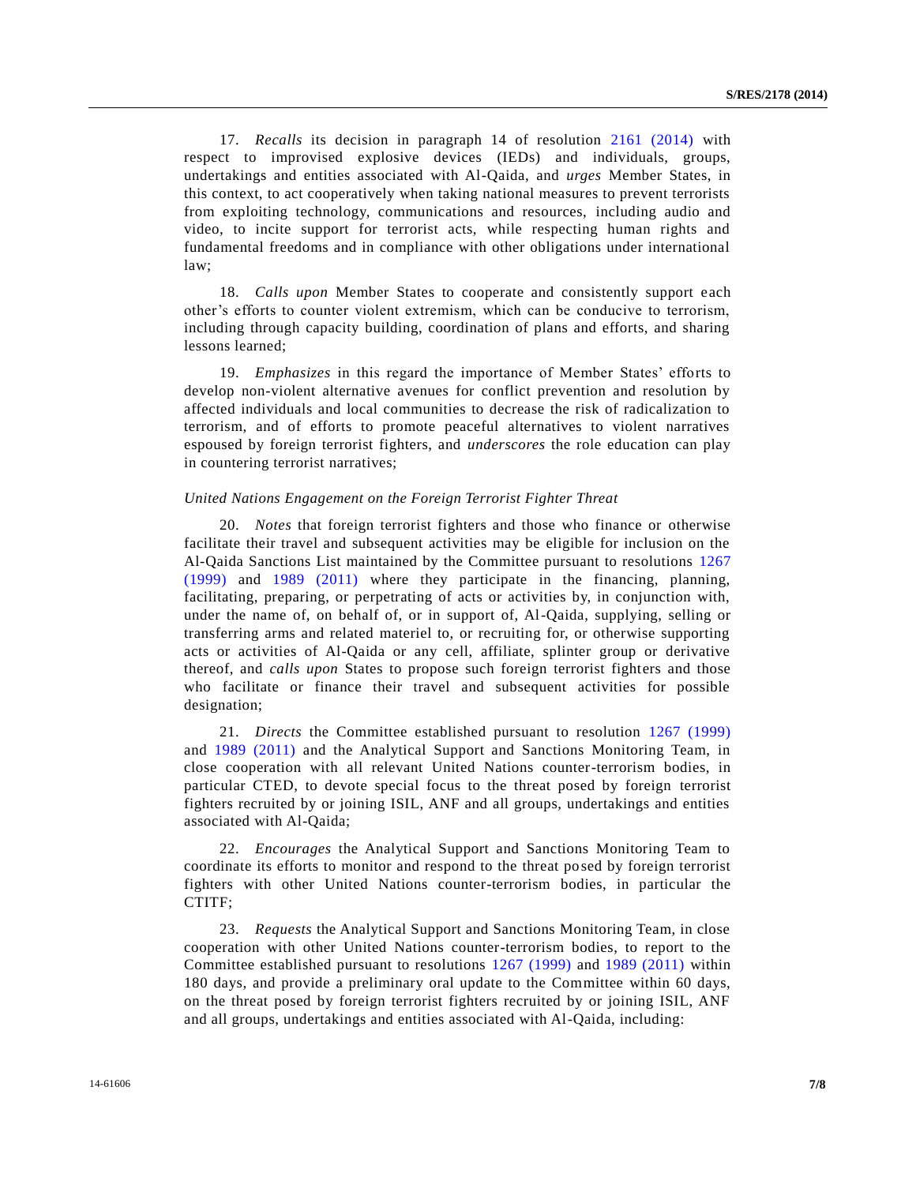17. *Recalls* its decision in paragraph 14 of resolution 2161 (2014) with respect to improvised explosive devices (IEDs) and individuals, groups, undertakings and entities associated with Al-Qaida, and *urges* Member States, in this context, to act cooperatively when taking national measures to prevent terrorists from exploiting technology, communications and resources, including audio and video, to incite support for terrorist acts, while respecting human rights and fundamental freedoms and in compliance with other obligations under international law;

18. *Calls upon* Member States to cooperate and consistently support each other's efforts to counter violent extremism, which can be conducive to terrorism, including through capacity building, coordination of plans and efforts, and sharing lessons learned;

19. *Emphasizes* in this regard the importance of Member States' efforts to develop non-violent alternative avenues for conflict prevention and resolution by affected individuals and local communities to decrease the risk of radicalization to terrorism, and of efforts to promote peaceful alternatives to violent narratives espoused by foreign terrorist fighters, and *underscores* the role education can play in countering terrorist narratives;

*United Nations Engagement on the Foreign Terrorist Fighter Threat*

20. *Notes* that foreign terrorist fighters and those who finance or otherwise facilitate their travel and subsequent activities may be eligible for inclusion on the Al-Qaida Sanctions List maintained by the Committee pursuant to resolutions 1267 (1999) and 1989 (2011) where they participate in the financing, planning, facilitating, preparing, or perpetrating of acts or activities by, in conjunction with, under the name of, on behalf of, or in support of, Al-Qaida, supplying, selling or transferring arms and related materiel to, or recruiting for, or otherwise supporting acts or activities of Al-Qaida or any cell, affiliate, splinter group or derivative thereof, and *calls upon* States to propose such foreign terrorist fighters and those who facilitate or finance their travel and subsequent activities for possible designation;

21. *Directs* the Committee established pursuant to resolution 1267 (1999) and 1989 (2011) and the Analytical Support and Sanctions Monitoring Team, in close cooperation with all relevant United Nations counter-terrorism bodies, in particular CTED, to devote special focus to the threat posed by foreign terrorist fighters recruited by or joining ISIL, ANF and all groups, undertakings and entities associated with Al-Qaida;

22. *Encourages* the Analytical Support and Sanctions Monitoring Team to coordinate its efforts to monitor and respond to the threat posed by foreign terrorist fighters with other United Nations counter-terrorism bodies, in particular the CTITF;

23. *Requests* the Analytical Support and Sanctions Monitoring Team, in close cooperation with other United Nations counter-terrorism bodies, to report to the Committee established pursuant to resolutions 1267 (1999) and 1989 (2011) within 180 days, and provide a preliminary oral update to the Committee within 60 days, on the threat posed by foreign terrorist fighters recruited by or joining ISIL, ANF and all groups, undertakings and entities associated with Al-Qaida, including: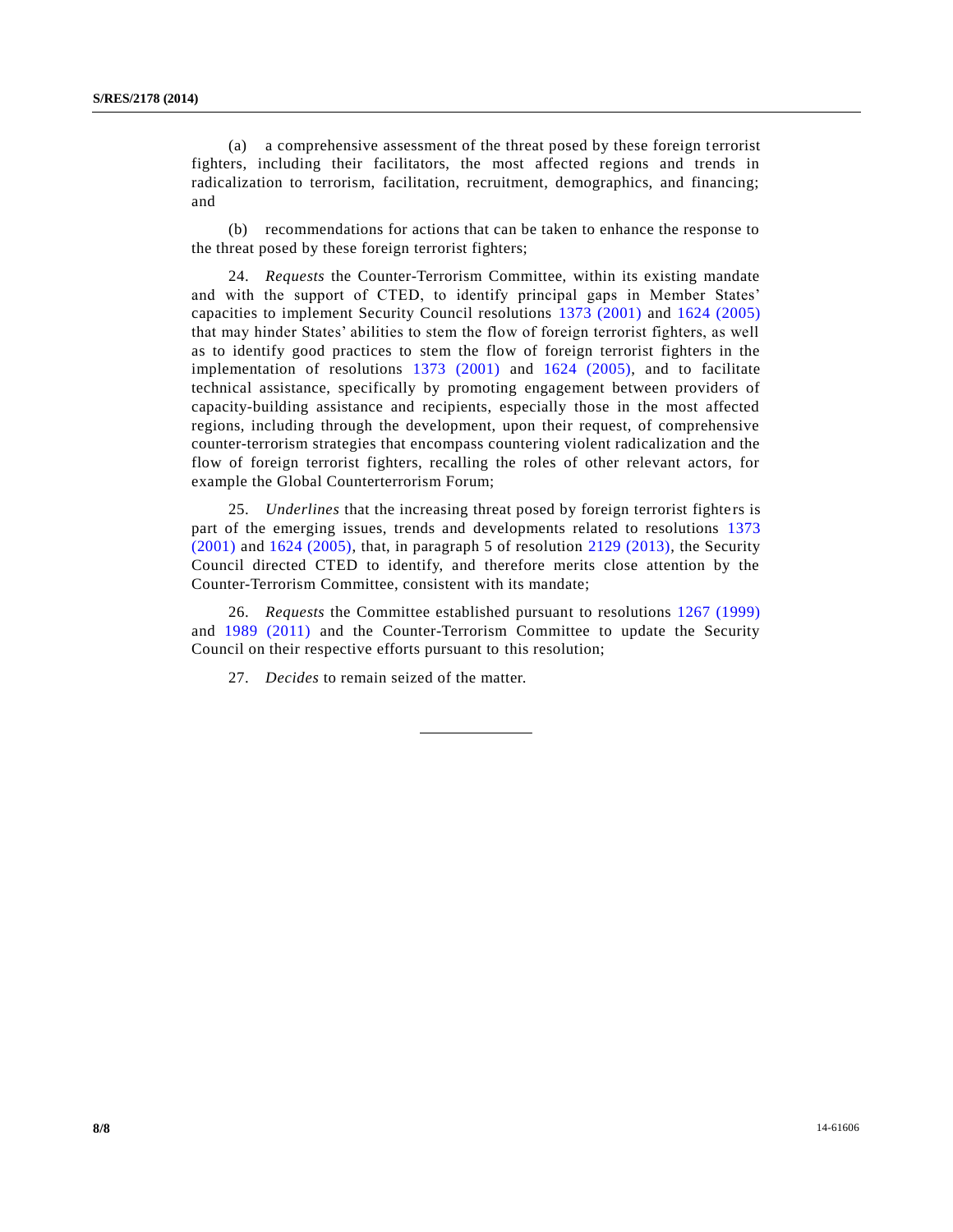(a) a comprehensive assessment of the threat posed by these foreign terrorist fighters, including their facilitators, the most affected regions and trends in radicalization to terrorism, facilitation, recruitment, demographics, and financing; and

(b) recommendations for actions that can be taken to enhance the response to the threat posed by these foreign terrorist fighters;

24. *Requests* the Counter-Terrorism Committee, within its existing mandate and with the support of CTED, to identify principal gaps in Member States' capacities to implement Security Council resolutions 1373 (2001) and 1624 (2005) that may hinder States' abilities to stem the flow of foreign terrorist fighters, as well as to identify good practices to stem the flow of foreign terrorist fighters in the implementation of resolutions 1373 (2001) and 1624 (2005), and to facilitate technical assistance, specifically by promoting engagement between providers of capacity-building assistance and recipients, especially those in the most affected regions, including through the development, upon their request, of comprehensive counter-terrorism strategies that encompass countering violent radicalization and the flow of foreign terrorist fighters, recalling the roles of other relevant actors, for example the Global Counterterrorism Forum;

25. *Underlines* that the increasing threat posed by foreign terrorist fighters is part of the emerging issues, trends and developments related to resolutions 1373 (2001) and 1624 (2005), that, in paragraph 5 of resolution 2129 (2013), the Security Council directed CTED to identify, and therefore merits close attention by the Counter-Terrorism Committee, consistent with its mandate;

26. *Requests* the Committee established pursuant to resolutions 1267 (1999) and 1989 (2011) and the Counter-Terrorism Committee to update the Security Council on their respective efforts pursuant to this resolution;

27. *Decides* to remain seized of the matter.